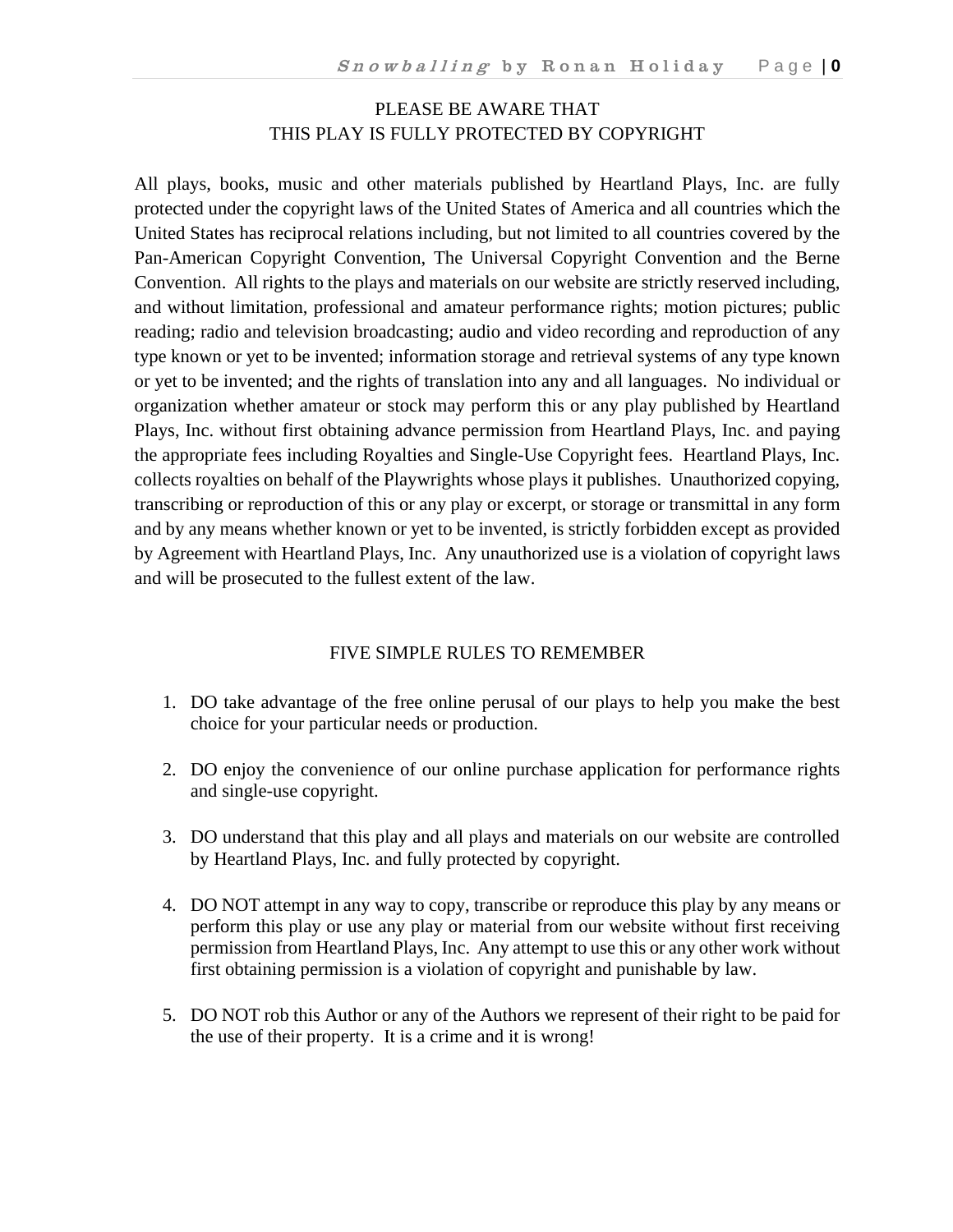## PLEASE BE AWARE THAT
## THIS PLAY IS FULLY PROTECTED BY COPYRIGHT

All plays, books, music and other materials published by Heartland Plays, Inc. are fully protected under the copyright laws of the United States of America and all countries which the United States has reciprocal relations including, but not limited to all countries covered by the Pan-American Copyright Convention, The Universal Copyright Convention and the Berne Convention. All rights to the plays and materials on our website are strictly reserved including, and without limitation, professional and amateur performance rights; motion pictures; public reading; radio and television broadcasting; audio and video recording and reproduction of any type known or yet to be invented; information storage and retrieval systems of any type known or yet to be invented; and the rights of translation into any and all languages. No individual or organization whether amateur or stock may perform this or any play published by Heartland Plays, Inc. without first obtaining advance permission from Heartland Plays, Inc. and paying the appropriate fees including Royalties and Single-Use Copyright fees. Heartland Plays, Inc. collects royalties on behalf of the Playwrights whose plays it publishes. Unauthorized copying, transcribing or reproduction of this or any play or excerpt, or storage or transmittal in any form and by any means whether known or yet to be invented, is strictly forbidden except as provided by Agreement with Heartland Plays, Inc. Any unauthorized use is a violation of copyright laws and will be prosecuted to the fullest extent of the law.

## FIVE SIMPLE RULES TO REMEMBER

1. DO take advantage of the free online perusal of our plays to help you make the best choice for your particular needs or production.

2. DO enjoy the convenience of our online purchase application for performance rights and single-use copyright.

3. DO understand that this play and all plays and materials on our website are controlled by Heartland Plays, Inc. and fully protected by copyright.

4. DO NOT attempt in any way to copy, transcribe or reproduce this play by any means or perform this play or use any play or material from our website without first receiving permission from Heartland Plays, Inc. Any attempt to use this or any other work without first obtaining permission is a violation of copyright and punishable by law.

5. DO NOT rob this Author or any of the Authors we represent of their right to be paid for the use of their property. It is a crime and it is wrong!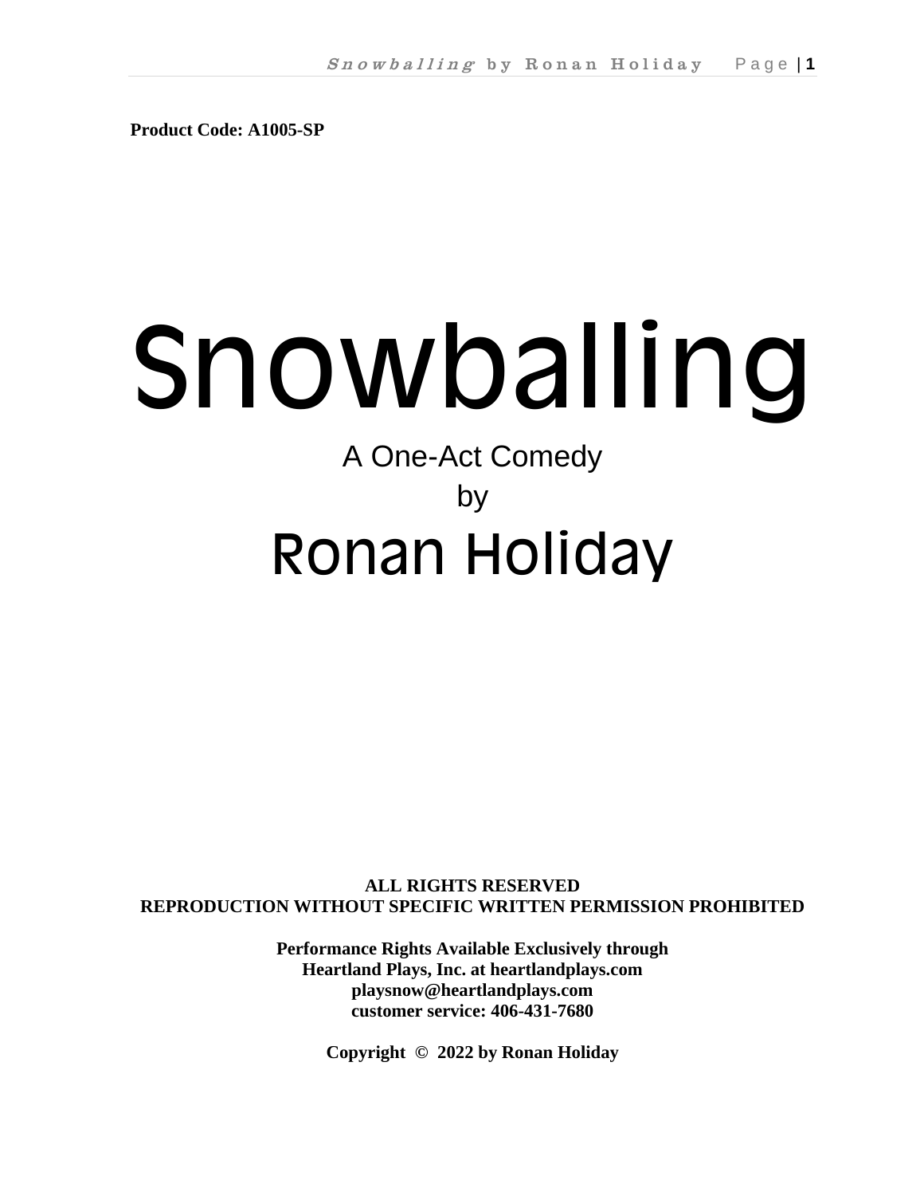**Product Code: A1005-SP**

# Snowballing

A One-Act Comedy

by

## Ronan Holiday

**ALL RIGHTS RESERVED**
**REPRODUCTION WITHOUT SPECIFIC WRITTEN PERMISSION PROHIBITED**

**Performance Rights Available Exclusively through**
**Heartland Plays, Inc. at heartlandplays.com**
**playsnow@heartlandplays.com**
**customer service: 406-431-7680**

**Copyright © 2022 by Ronan Holiday**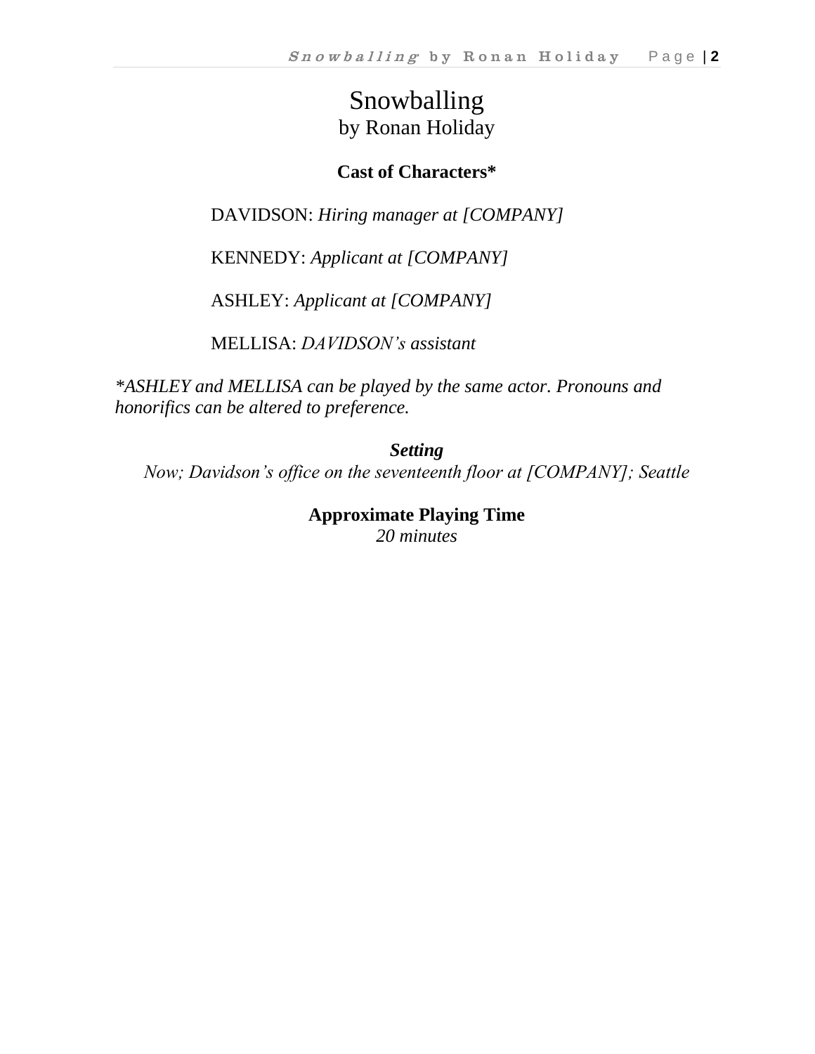# Snowballing

by Ronan Holiday

**Cast of Characters***

DAVIDSON: *Hiring manager at [COMPANY]*

KENNEDY: *Applicant at [COMPANY]*

ASHLEY: *Applicant at [COMPANY]*

MELLISA: *DAVIDSON's assistant*

**ASHLEY and MELLISA can be played by the same actor. Pronouns and honorifics can be altered to preference.*

***Setting***

*Now; Davidson's office on the seventeenth floor at [COMPANY]; Seattle*

**Approximate Playing Time**

*20 minutes*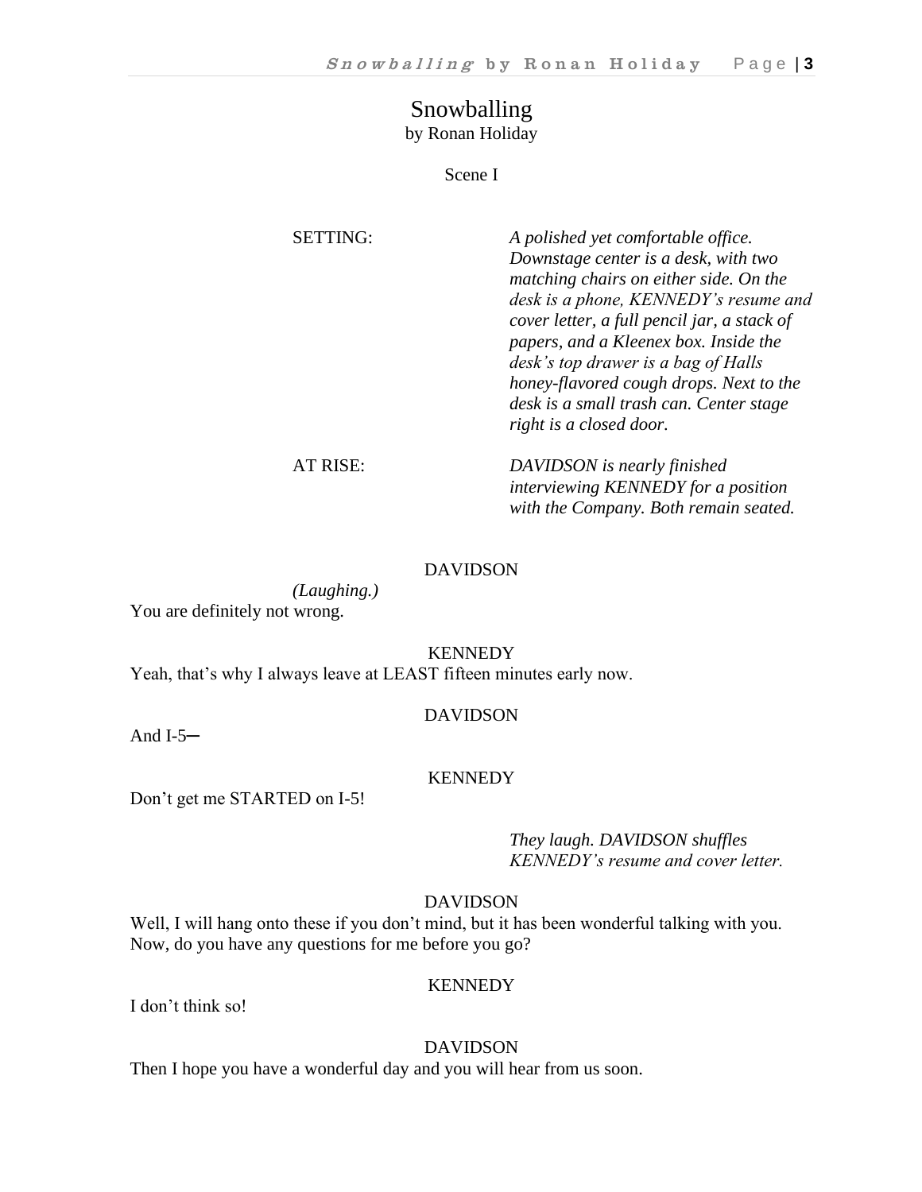# Snowballing
by Ronan Holiday

Scene I

SETTING: *A polished yet comfortable office. Downstage center is a desk, with two matching chairs on either side. On the desk is a phone, KENNEDY's resume and cover letter, a full pencil jar, a stack of papers, and a Kleenex box. Inside the desk's top drawer is a bag of Halls honey-flavored cough drops. Next to the desk is a small trash can. Center stage right is a closed door.*

AT RISE: *DAVIDSON is nearly finished interviewing KENNEDY for a position with the Company. Both remain seated.*

DAVIDSON

*(Laughing.)*

You are definitely not wrong.

KENNEDY

Yeah, that's why I always leave at LEAST fifteen minutes early now.

DAVIDSON

And I-5—

KENNEDY

Don't get me STARTED on I-5!

*They laugh. DAVIDSON shuffles KENNEDY's resume and cover letter.*

DAVIDSON

Well, I will hang onto these if you don't mind, but it has been wonderful talking with you. Now, do you have any questions for me before you go?

KENNEDY

I don't think so!

DAVIDSON

Then I hope you have a wonderful day and you will hear from us soon.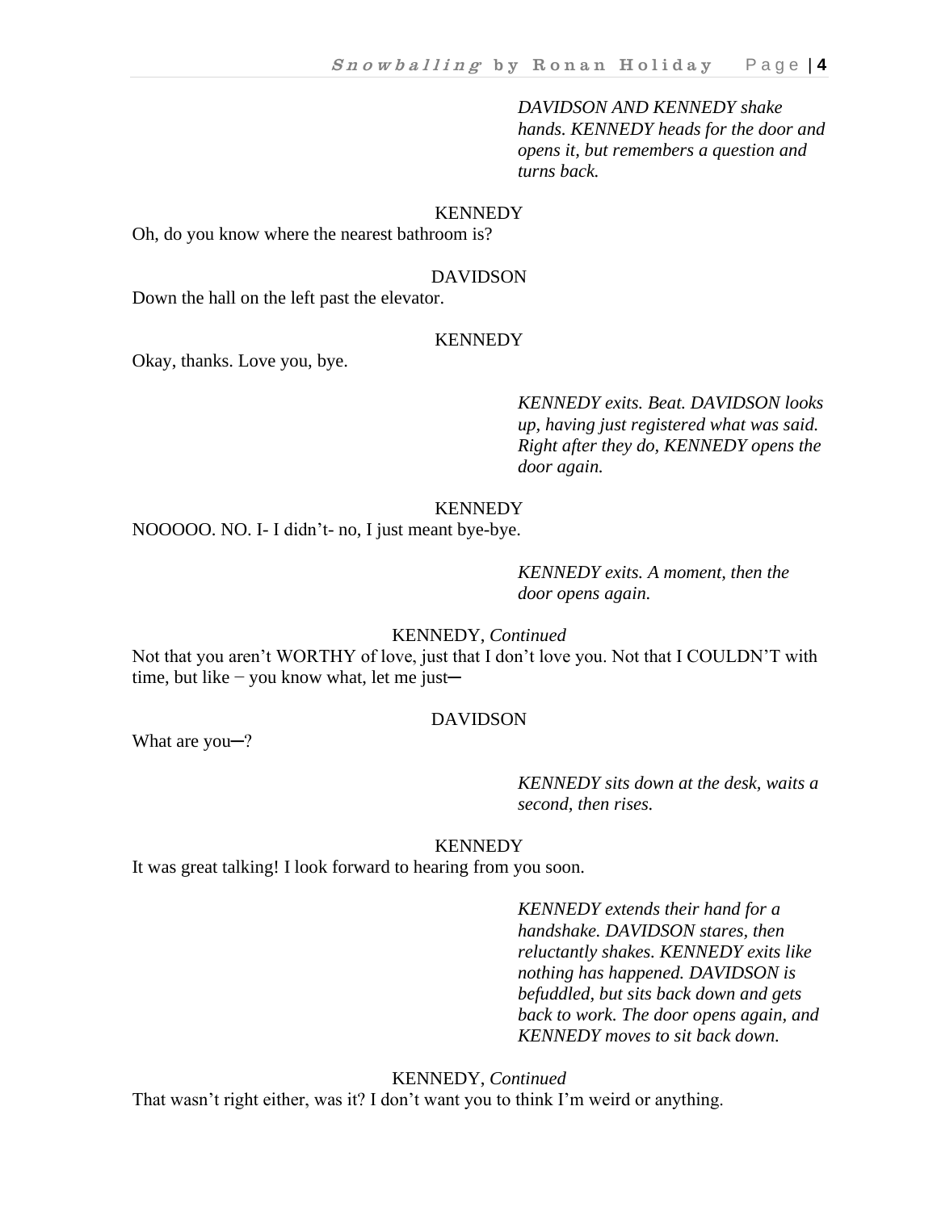*DAVIDSON AND KENNEDY shake hands. KENNEDY heads for the door and opens it, but remembers a question and turns back.*

KENNEDY

Oh, do you know where the nearest bathroom is?

DAVIDSON

Down the hall on the left past the elevator.

KENNEDY

Okay, thanks. Love you, bye.

*KENNEDY exits. Beat. DAVIDSON looks up, having just registered what was said. Right after they do, KENNEDY opens the door again.*

KENNEDY

NOOOOO. NO. I- I didn't- no, I just meant bye-bye.

*KENNEDY exits. A moment, then the door opens again.*

KENNEDY, *Continued*

Not that you aren't WORTHY of love, just that I don't love you. Not that I COULDN'T with time, but like − you know what, let me just─

DAVIDSON

What are you─?

*KENNEDY sits down at the desk, waits a second, then rises.*

KENNEDY

It was great talking! I look forward to hearing from you soon.

*KENNEDY extends their hand for a handshake. DAVIDSON stares, then reluctantly shakes. KENNEDY exits like nothing has happened. DAVIDSON is befuddled, but sits back down and gets back to work. The door opens again, and KENNEDY moves to sit back down.*

KENNEDY, *Continued*

That wasn't right either, was it? I don't want you to think I'm weird or anything.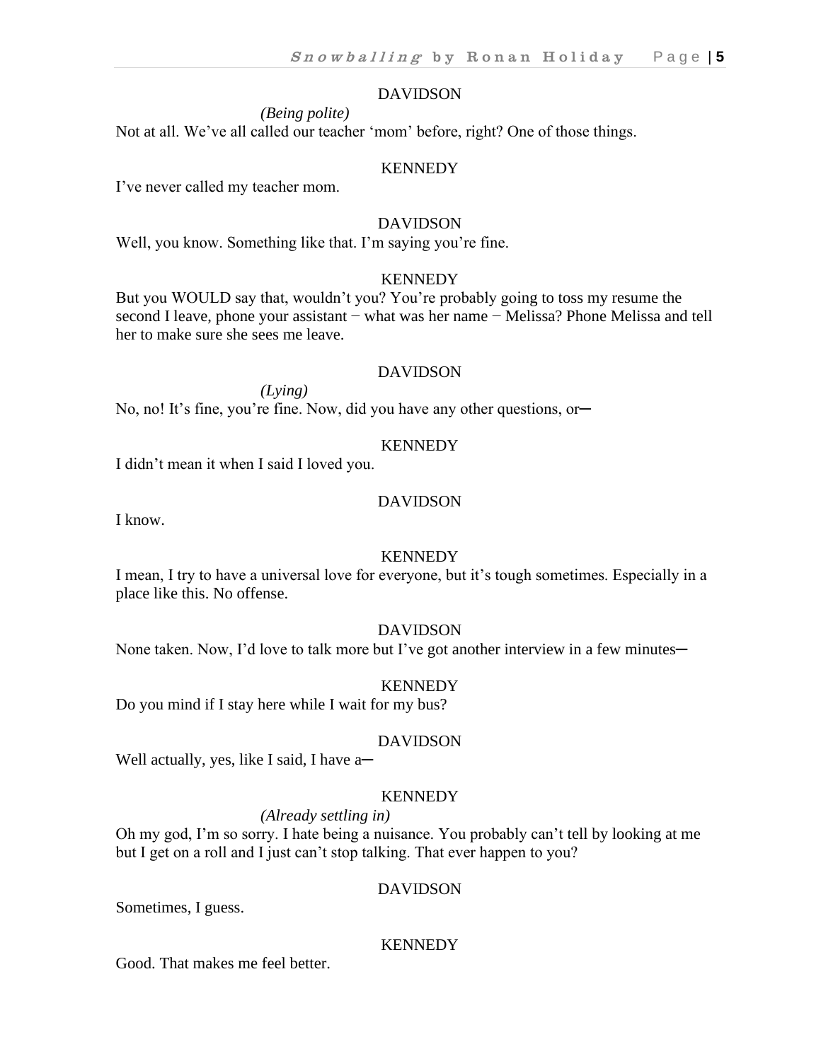DAVIDSON

*(Being polite)*

Not at all. We've all called our teacher 'mom' before, right? One of those things.

KENNEDY

I've never called my teacher mom.

DAVIDSON

Well, you know. Something like that. I'm saying you're fine.

KENNEDY

But you WOULD say that, wouldn't you? You're probably going to toss my resume the second I leave, phone your assistant − what was her name − Melissa? Phone Melissa and tell her to make sure she sees me leave.

DAVIDSON

*(Lying)*

No, no! It's fine, you're fine. Now, did you have any other questions, or─

KENNEDY

I didn't mean it when I said I loved you.

DAVIDSON

I know.

KENNEDY

I mean, I try to have a universal love for everyone, but it's tough sometimes. Especially in a place like this. No offense.

DAVIDSON

None taken. Now, I'd love to talk more but I've got another interview in a few minutes─

KENNEDY

Do you mind if I stay here while I wait for my bus?

DAVIDSON

Well actually, yes, like I said, I have a─

KENNEDY

*(Already settling in)*

Oh my god, I'm so sorry. I hate being a nuisance. You probably can't tell by looking at me but I get on a roll and I just can't stop talking. That ever happen to you?

DAVIDSON

Sometimes, I guess.

KENNEDY

Good. That makes me feel better.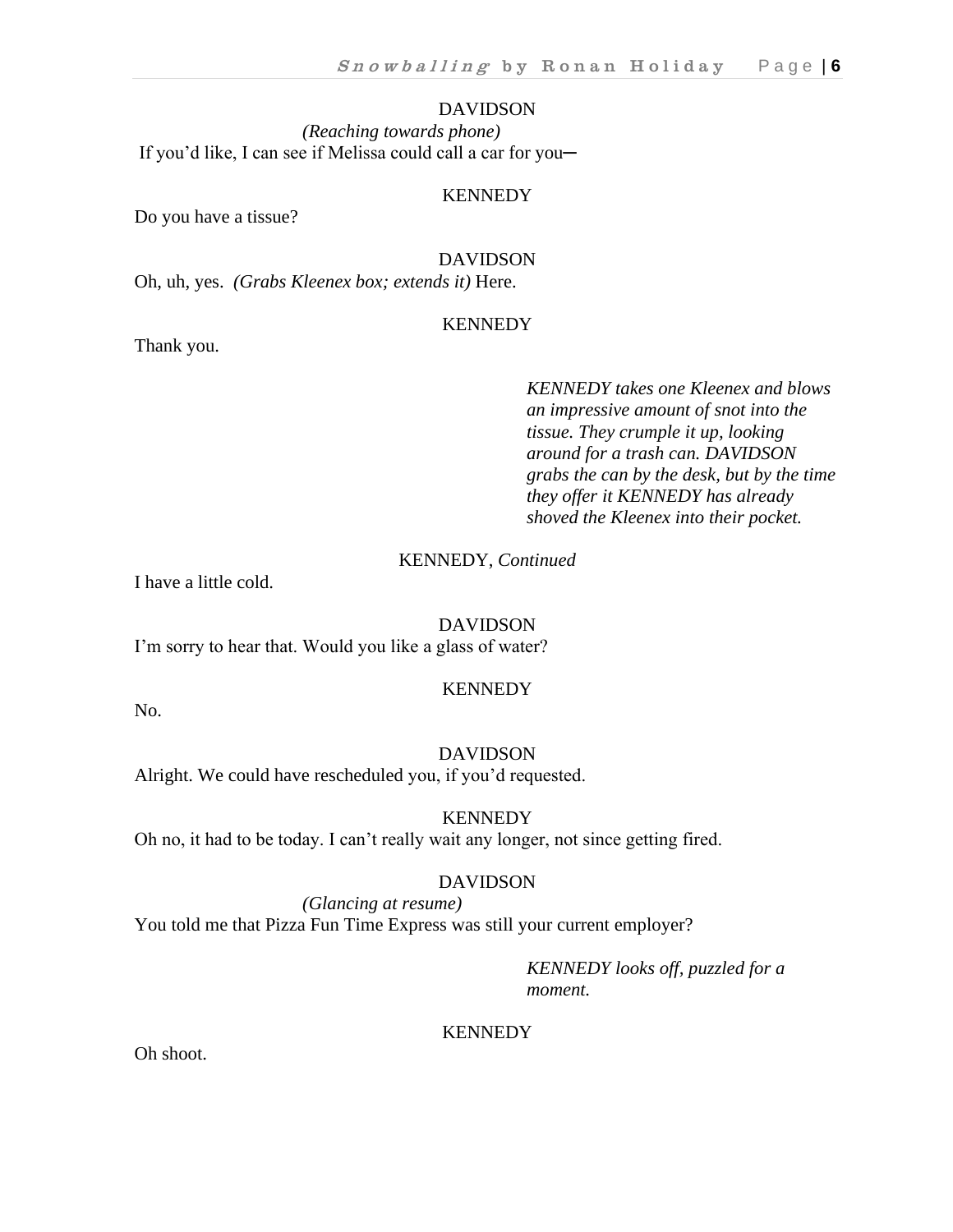DAVIDSON

*(Reaching towards phone)*

If you'd like, I can see if Melissa could call a car for you—

KENNEDY

Do you have a tissue?

DAVIDSON

Oh, uh, yes. *(Grabs Kleenex box; extends it)* Here.

KENNEDY

Thank you.

*KENNEDY takes one Kleenex and blows an impressive amount of snot into the tissue. They crumple it up, looking around for a trash can. DAVIDSON grabs the can by the desk, but by the time they offer it KENNEDY has already shoved the Kleenex into their pocket.*

KENNEDY, *Continued*

I have a little cold.

DAVIDSON

I'm sorry to hear that. Would you like a glass of water?

KENNEDY

No.

DAVIDSON

Alright. We could have rescheduled you, if you'd requested.

KENNEDY

Oh no, it had to be today. I can't really wait any longer, not since getting fired.

DAVIDSON

*(Glancing at resume)*

You told me that Pizza Fun Time Express was still your current employer?

*KENNEDY looks off, puzzled for a moment.*

KENNEDY

Oh shoot.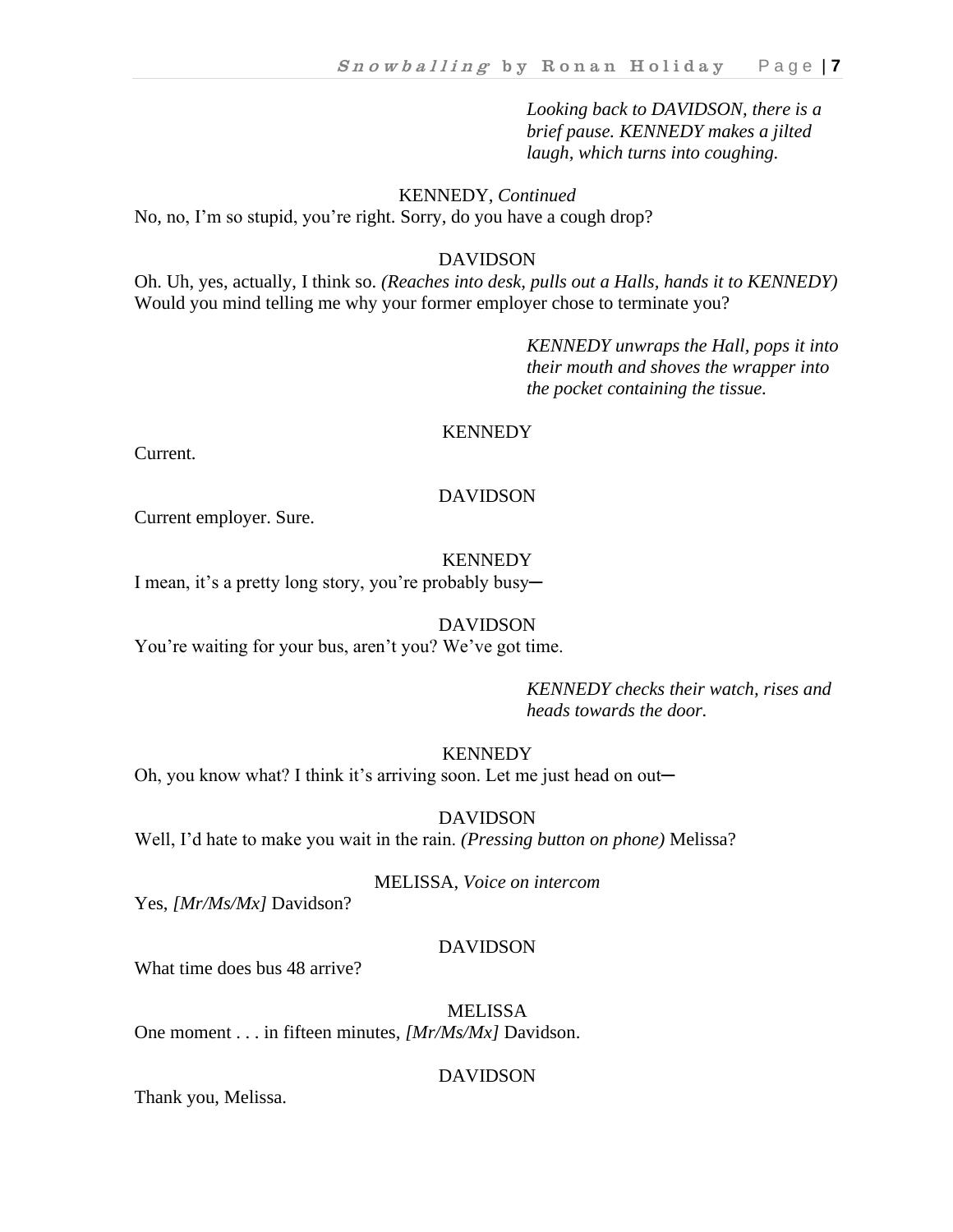*Looking back to DAVIDSON, there is a brief pause. KENNEDY makes a jilted laugh, which turns into coughing.*

KENNEDY, *Continued*

No, no, I'm so stupid, you're right. Sorry, do you have a cough drop?

DAVIDSON

Oh. Uh, yes, actually, I think so. *(Reaches into desk, pulls out a Halls, hands it to KENNEDY)* Would you mind telling me why your former employer chose to terminate you?

*KENNEDY unwraps the Hall, pops it into their mouth and shoves the wrapper into the pocket containing the tissue.*

KENNEDY

Current.

DAVIDSON

Current employer. Sure.

KENNEDY

I mean, it's a pretty long story, you're probably busy─

DAVIDSON

You're waiting for your bus, aren't you? We've got time.

*KENNEDY checks their watch, rises and heads towards the door.*

KENNEDY

Oh, you know what? I think it's arriving soon. Let me just head on out─

DAVIDSON

Well, I'd hate to make you wait in the rain. *(Pressing button on phone)* Melissa?

MELISSA, *Voice on intercom*

Yes, *[Mr/Ms/Mx]* Davidson?

DAVIDSON

What time does bus 48 arrive?

MELISSA

One moment . . . in fifteen minutes, *[Mr/Ms/Mx]* Davidson.

DAVIDSON

Thank you, Melissa.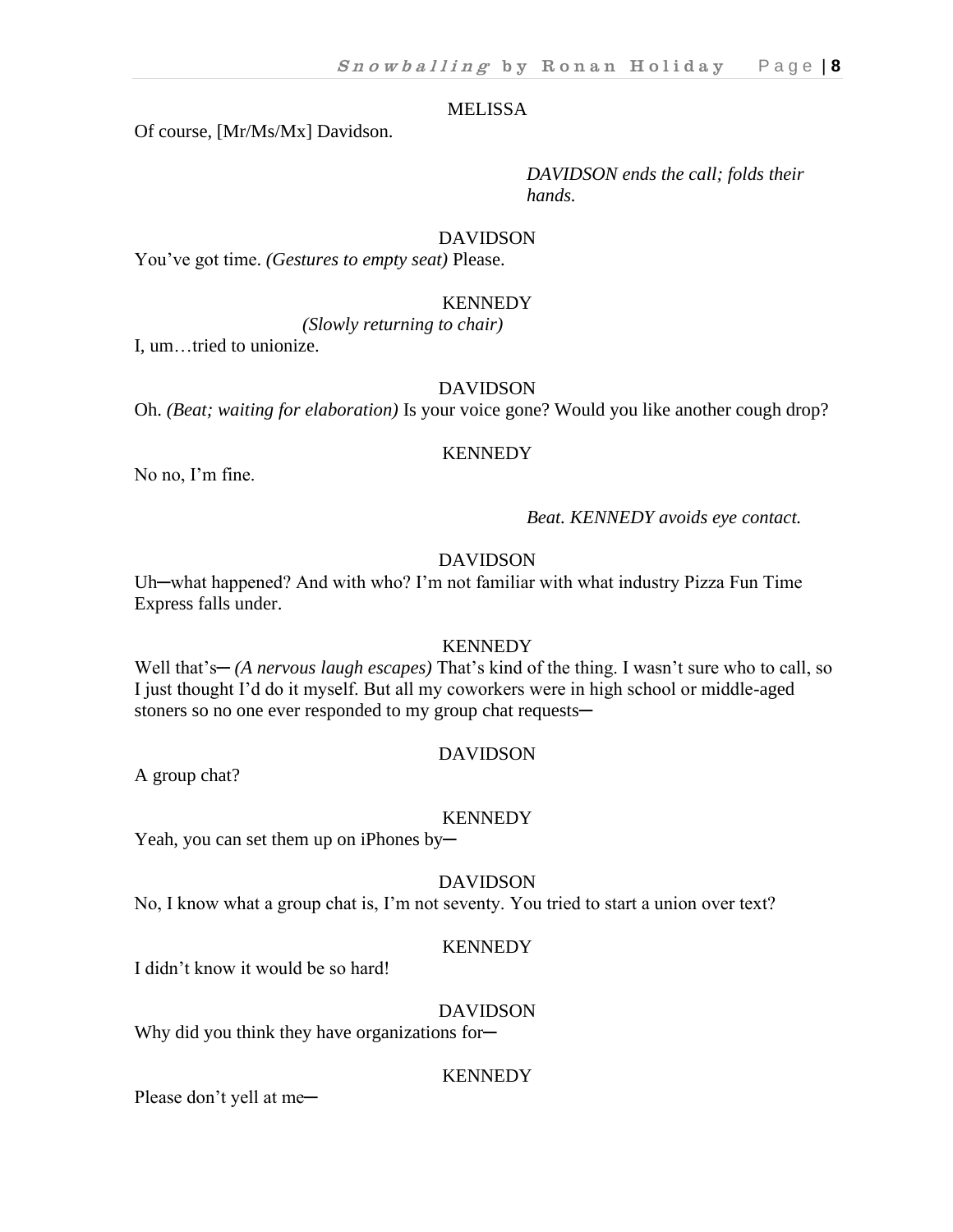MELISSA

Of course, [Mr/Ms/Mx] Davidson.

*DAVIDSON ends the call; folds their hands.*

DAVIDSON

You've got time. *(Gestures to empty seat)* Please.

KENNEDY

*(Slowly returning to chair)*

I, um…tried to unionize.

DAVIDSON

Oh. *(Beat; waiting for elaboration)* Is your voice gone? Would you like another cough drop?

KENNEDY

No no, I'm fine.

*Beat. KENNEDY avoids eye contact.*

DAVIDSON

Uh─what happened? And with who? I'm not familiar with what industry Pizza Fun Time Express falls under.

KENNEDY

Well that's─ *(A nervous laugh escapes)* That's kind of the thing. I wasn't sure who to call, so I just thought I'd do it myself. But all my coworkers were in high school or middle-aged stoners so no one ever responded to my group chat requests─

DAVIDSON

A group chat?

KENNEDY

Yeah, you can set them up on iPhones by─

DAVIDSON

No, I know what a group chat is, I'm not seventy. You tried to start a union over text?

KENNEDY

I didn't know it would be so hard!

DAVIDSON

Why did you think they have organizations for─

KENNEDY

Please don't yell at me─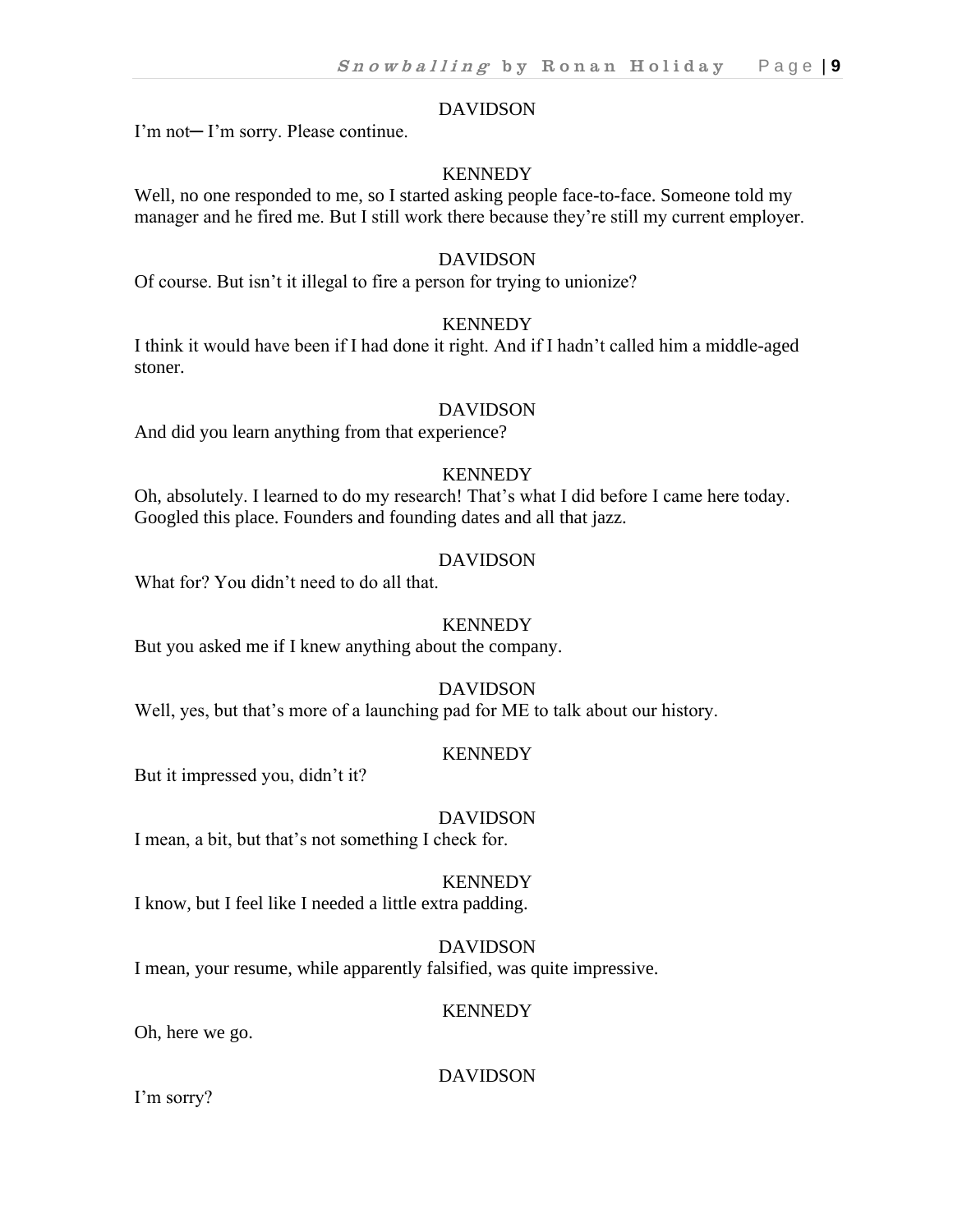DAVIDSON

I'm not— I'm sorry. Please continue.

KENNEDY

Well, no one responded to me, so I started asking people face-to-face. Someone told my manager and he fired me. But I still work there because they're still my current employer.

DAVIDSON

Of course. But isn't it illegal to fire a person for trying to unionize?

KENNEDY

I think it would have been if I had done it right. And if I hadn't called him a middle-aged stoner.

DAVIDSON

And did you learn anything from that experience?

KENNEDY

Oh, absolutely. I learned to do my research! That's what I did before I came here today. Googled this place. Founders and founding dates and all that jazz.

DAVIDSON

What for? You didn't need to do all that.

KENNEDY

But you asked me if I knew anything about the company.

DAVIDSON

Well, yes, but that's more of a launching pad for ME to talk about our history.

KENNEDY

But it impressed you, didn't it?

DAVIDSON

I mean, a bit, but that's not something I check for.

KENNEDY

I know, but I feel like I needed a little extra padding.

DAVIDSON

I mean, your resume, while apparently falsified, was quite impressive.

KENNEDY

Oh, here we go.

DAVIDSON

I'm sorry?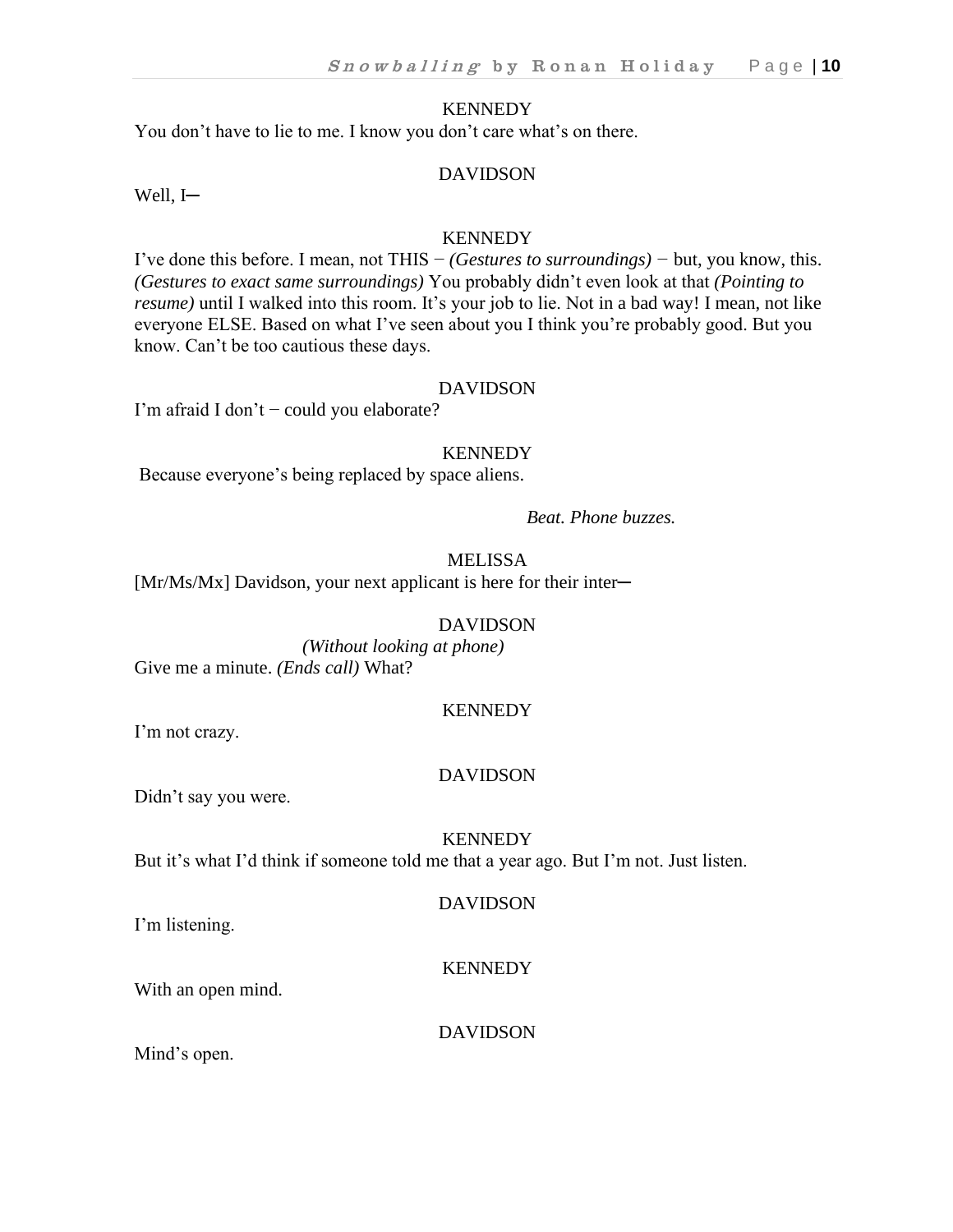KENNEDY

You don't have to lie to me. I know you don't care what's on there.

DAVIDSON

Well, I─

KENNEDY

I've done this before. I mean, not THIS − *(Gestures to surroundings)* − but, you know, this. *(Gestures to exact same surroundings)* You probably didn't even look at that *(Pointing to resume)* until I walked into this room. It's your job to lie. Not in a bad way! I mean, not like everyone ELSE. Based on what I've seen about you I think you're probably good. But you know. Can't be too cautious these days.

DAVIDSON

I'm afraid I don't − could you elaborate?

KENNEDY

Because everyone's being replaced by space aliens.

*Beat. Phone buzzes.*

MELISSA

[Mr/Ms/Mx] Davidson, your next applicant is here for their inter─

DAVIDSON

*(Without looking at phone)*

Give me a minute. *(Ends call)* What?

KENNEDY

I'm not crazy.

DAVIDSON

Didn't say you were.

KENNEDY

But it's what I'd think if someone told me that a year ago. But I'm not. Just listen.

DAVIDSON

I'm listening.

KENNEDY

With an open mind.

DAVIDSON

Mind's open.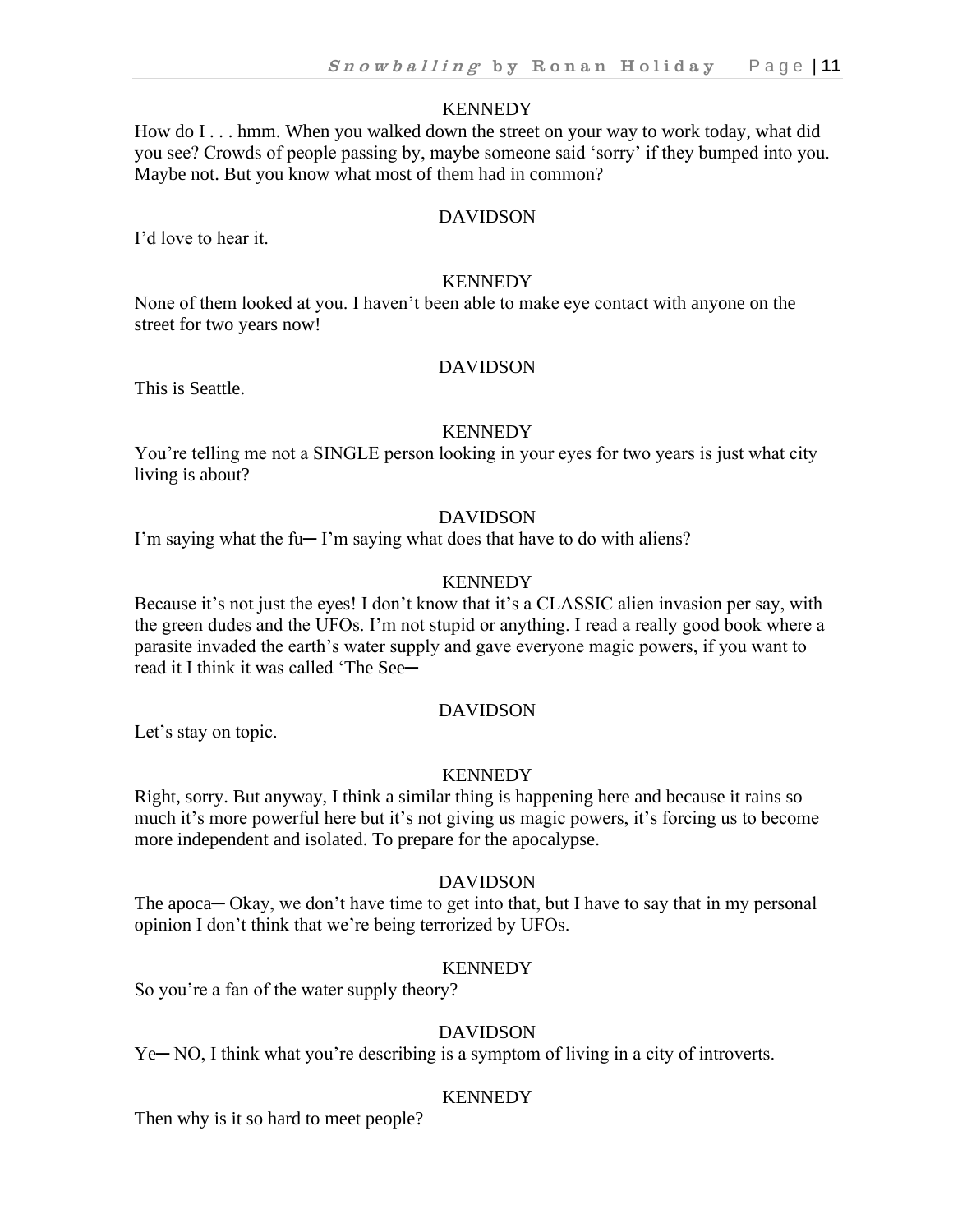KENNEDY

How do I . . . hmm. When you walked down the street on your way to work today, what did you see? Crowds of people passing by, maybe someone said 'sorry' if they bumped into you. Maybe not. But you know what most of them had in common?

DAVIDSON

I'd love to hear it.

KENNEDY

None of them looked at you. I haven't been able to make eye contact with anyone on the street for two years now!

DAVIDSON

This is Seattle.

KENNEDY

You're telling me not a SINGLE person looking in your eyes for two years is just what city living is about?

DAVIDSON

I'm saying what the fu─ I'm saying what does that have to do with aliens?

KENNEDY

Because it's not just the eyes! I don't know that it's a CLASSIC alien invasion per say, with the green dudes and the UFOs. I'm not stupid or anything. I read a really good book where a parasite invaded the earth's water supply and gave everyone magic powers, if you want to read it I think it was called 'The See─

DAVIDSON

Let's stay on topic.

KENNEDY

Right, sorry. But anyway, I think a similar thing is happening here and because it rains so much it's more powerful here but it's not giving us magic powers, it's forcing us to become more independent and isolated. To prepare for the apocalypse.

DAVIDSON

The apoca─ Okay, we don't have time to get into that, but I have to say that in my personal opinion I don't think that we're being terrorized by UFOs.

KENNEDY

So you're a fan of the water supply theory?

DAVIDSON

Ye─ NO, I think what you're describing is a symptom of living in a city of introverts.

KENNEDY

Then why is it so hard to meet people?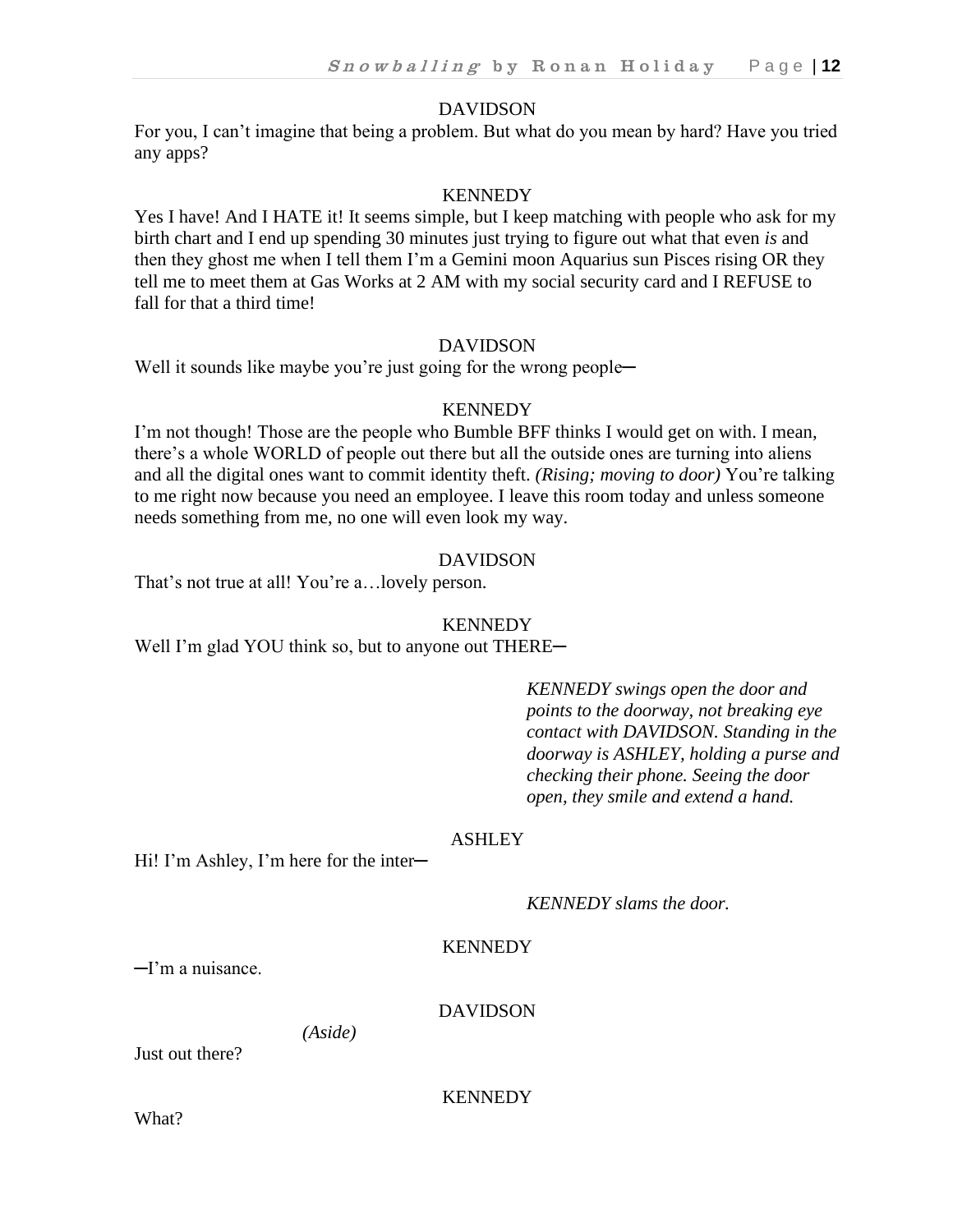DAVIDSON

For you, I can't imagine that being a problem. But what do you mean by hard? Have you tried any apps?

KENNEDY

Yes I have! And I HATE it! It seems simple, but I keep matching with people who ask for my birth chart and I end up spending 30 minutes just trying to figure out what that even *is* and then they ghost me when I tell them I'm a Gemini moon Aquarius sun Pisces rising OR they tell me to meet them at Gas Works at 2 AM with my social security card and I REFUSE to fall for that a third time!

DAVIDSON

Well it sounds like maybe you're just going for the wrong people─

KENNEDY

I'm not though! Those are the people who Bumble BFF thinks I would get on with. I mean, there's a whole WORLD of people out there but all the outside ones are turning into aliens and all the digital ones want to commit identity theft. *(Rising; moving to door)* You're talking to me right now because you need an employee. I leave this room today and unless someone needs something from me, no one will even look my way.

DAVIDSON

That's not true at all! You're a…lovely person.

KENNEDY

Well I'm glad YOU think so, but to anyone out THERE─

*KENNEDY swings open the door and points to the doorway, not breaking eye contact with DAVIDSON. Standing in the doorway is ASHLEY, holding a purse and checking their phone. Seeing the door open, they smile and extend a hand.*

ASHLEY

Hi! I'm Ashley, I'm here for the inter─

*KENNEDY slams the door.*

KENNEDY

─I'm a nuisance.

DAVIDSON

*(Aside)*

Just out there?

KENNEDY

What?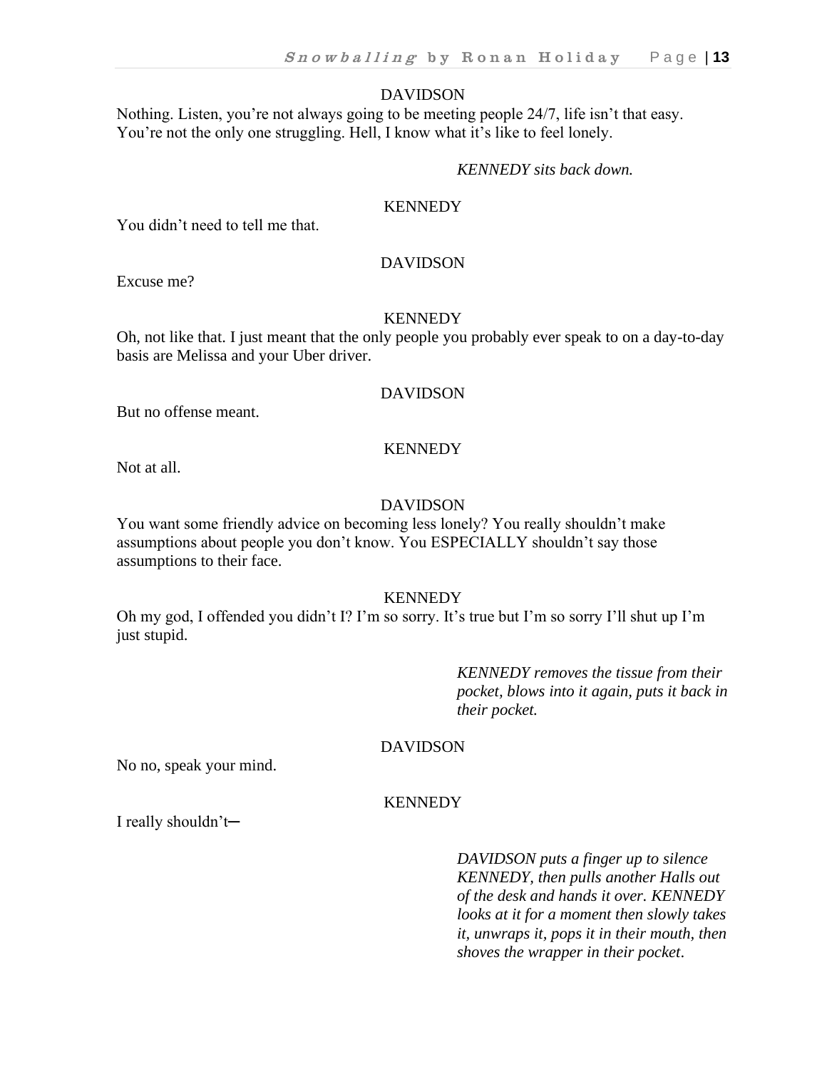DAVIDSON

Nothing. Listen, you're not always going to be meeting people 24/7, life isn't that easy. You're not the only one struggling. Hell, I know what it's like to feel lonely.

*KENNEDY sits back down.*

KENNEDY

You didn't need to tell me that.

DAVIDSON

Excuse me?

KENNEDY

Oh, not like that. I just meant that the only people you probably ever speak to on a day-to-day basis are Melissa and your Uber driver.

DAVIDSON

But no offense meant.

KENNEDY

Not at all.

DAVIDSON

You want some friendly advice on becoming less lonely? You really shouldn't make assumptions about people you don't know. You ESPECIALLY shouldn't say those assumptions to their face.

KENNEDY

Oh my god, I offended you didn't I? I'm so sorry. It's true but I'm so sorry I'll shut up I'm just stupid.

*KENNEDY removes the tissue from their pocket, blows into it again, puts it back in their pocket.*

DAVIDSON

No no, speak your mind.

KENNEDY

I really shouldn't—

*DAVIDSON puts a finger up to silence KENNEDY, then pulls another Halls out of the desk and hands it over. KENNEDY looks at it for a moment then slowly takes it, unwraps it, pops it in their mouth, then shoves the wrapper in their pocket.*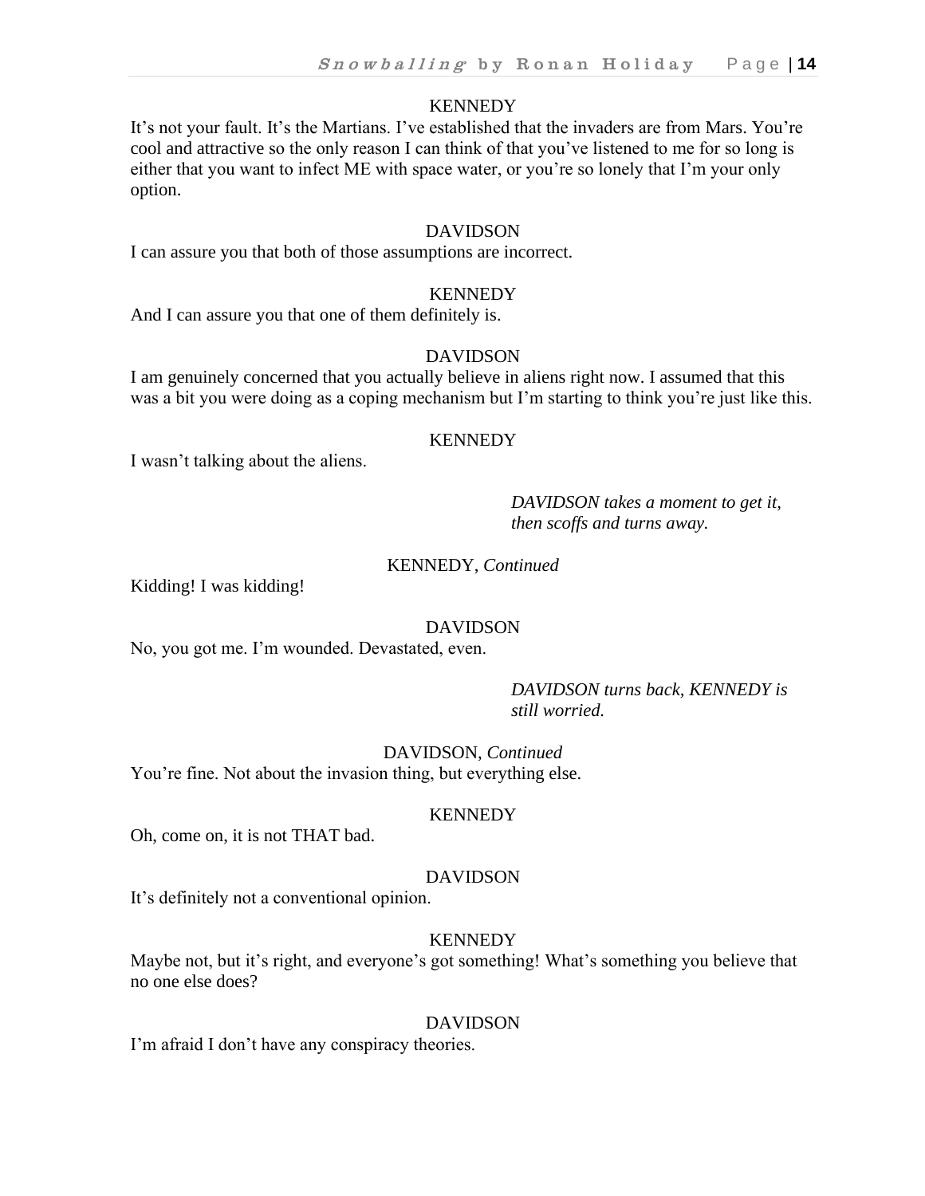KENNEDY

It's not your fault. It's the Martians. I've established that the invaders are from Mars. You're cool and attractive so the only reason I can think of that you've listened to me for so long is either that you want to infect ME with space water, or you're so lonely that I'm your only option.

DAVIDSON

I can assure you that both of those assumptions are incorrect.

KENNEDY

And I can assure you that one of them definitely is.

DAVIDSON

I am genuinely concerned that you actually believe in aliens right now. I assumed that this was a bit you were doing as a coping mechanism but I'm starting to think you're just like this.

KENNEDY

I wasn't talking about the aliens.

*DAVIDSON takes a moment to get it, then scoffs and turns away.*

KENNEDY, *Continued*

Kidding! I was kidding!

DAVIDSON

No, you got me. I'm wounded. Devastated, even.

*DAVIDSON turns back, KENNEDY is still worried.*

DAVIDSON, *Continued*

You're fine. Not about the invasion thing, but everything else.

KENNEDY

Oh, come on, it is not THAT bad.

DAVIDSON

It's definitely not a conventional opinion.

KENNEDY

Maybe not, but it's right, and everyone's got something! What's something you believe that no one else does?

DAVIDSON

I'm afraid I don't have any conspiracy theories.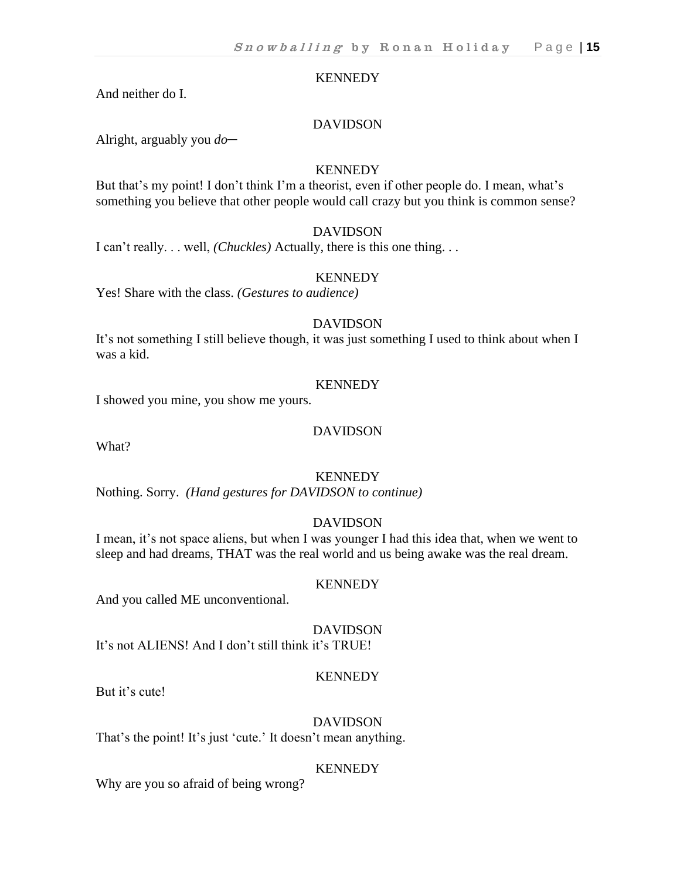KENNEDY

And neither do I.

DAVIDSON

Alright, arguably you *do*—

KENNEDY

But that's my point! I don't think I'm a theorist, even if other people do. I mean, what's something you believe that other people would call crazy but you think is common sense?

DAVIDSON

I can't really. . . well, *(Chuckles)* Actually, there is this one thing. . .

KENNEDY

Yes! Share with the class. *(Gestures to audience)*

DAVIDSON

It's not something I still believe though, it was just something I used to think about when I was a kid.

KENNEDY

I showed you mine, you show me yours.

DAVIDSON

What?

KENNEDY

Nothing. Sorry. *(Hand gestures for DAVIDSON to continue)*

DAVIDSON

I mean, it's not space aliens, but when I was younger I had this idea that, when we went to sleep and had dreams, THAT was the real world and us being awake was the real dream.

KENNEDY

And you called ME unconventional.

DAVIDSON

It's not ALIENS! And I don't still think it's TRUE!

KENNEDY

But it's cute!

DAVIDSON

That's the point! It's just 'cute.' It doesn't mean anything.

KENNEDY

Why are you so afraid of being wrong?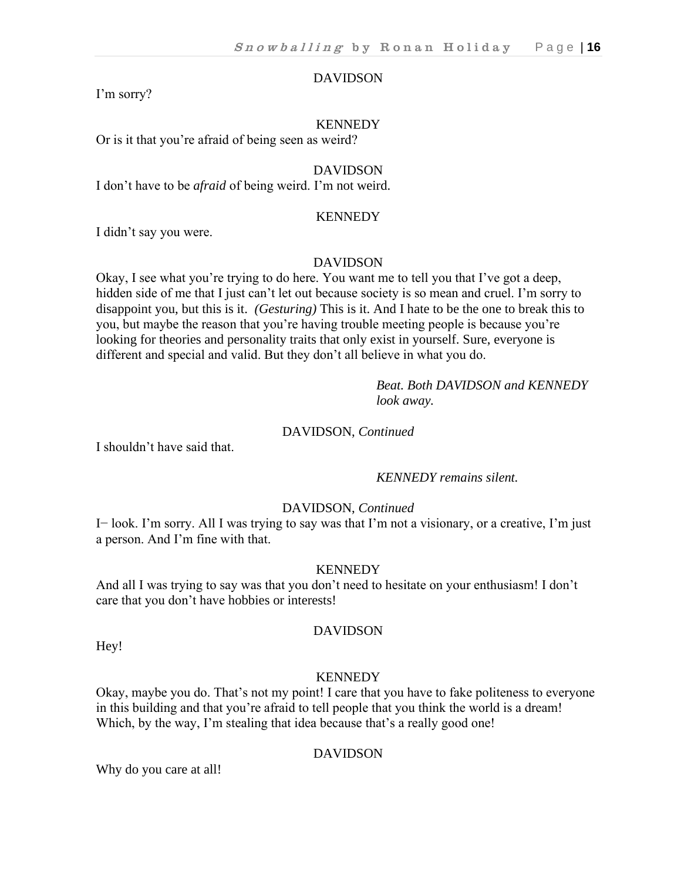DAVIDSON

I'm sorry?

KENNEDY

Or is it that you're afraid of being seen as weird?

DAVIDSON

I don't have to be *afraid* of being weird. I'm not weird.

KENNEDY

I didn't say you were.

DAVIDSON

Okay, I see what you're trying to do here. You want me to tell you that I've got a deep, hidden side of me that I just can't let out because society is so mean and cruel. I'm sorry to disappoint you, but this is it. *(Gesturing)* This is it. And I hate to be the one to break this to you, but maybe the reason that you're having trouble meeting people is because you're looking for theories and personality traits that only exist in yourself. Sure, everyone is different and special and valid. But they don't all believe in what you do.

*Beat. Both DAVIDSON and KENNEDY look away.*

DAVIDSON, *Continued*

I shouldn't have said that.

*KENNEDY remains silent.*

DAVIDSON, *Continued*

I– look. I'm sorry. All I was trying to say was that I'm not a visionary, or a creative, I'm just a person. And I'm fine with that.

KENNEDY

And all I was trying to say was that you don't need to hesitate on your enthusiasm! I don't care that you don't have hobbies or interests!

DAVIDSON

Hey!

KENNEDY

Okay, maybe you do. That's not my point! I care that you have to fake politeness to everyone in this building and that you're afraid to tell people that you think the world is a dream! Which, by the way, I'm stealing that idea because that's a really good one!

DAVIDSON

Why do you care at all!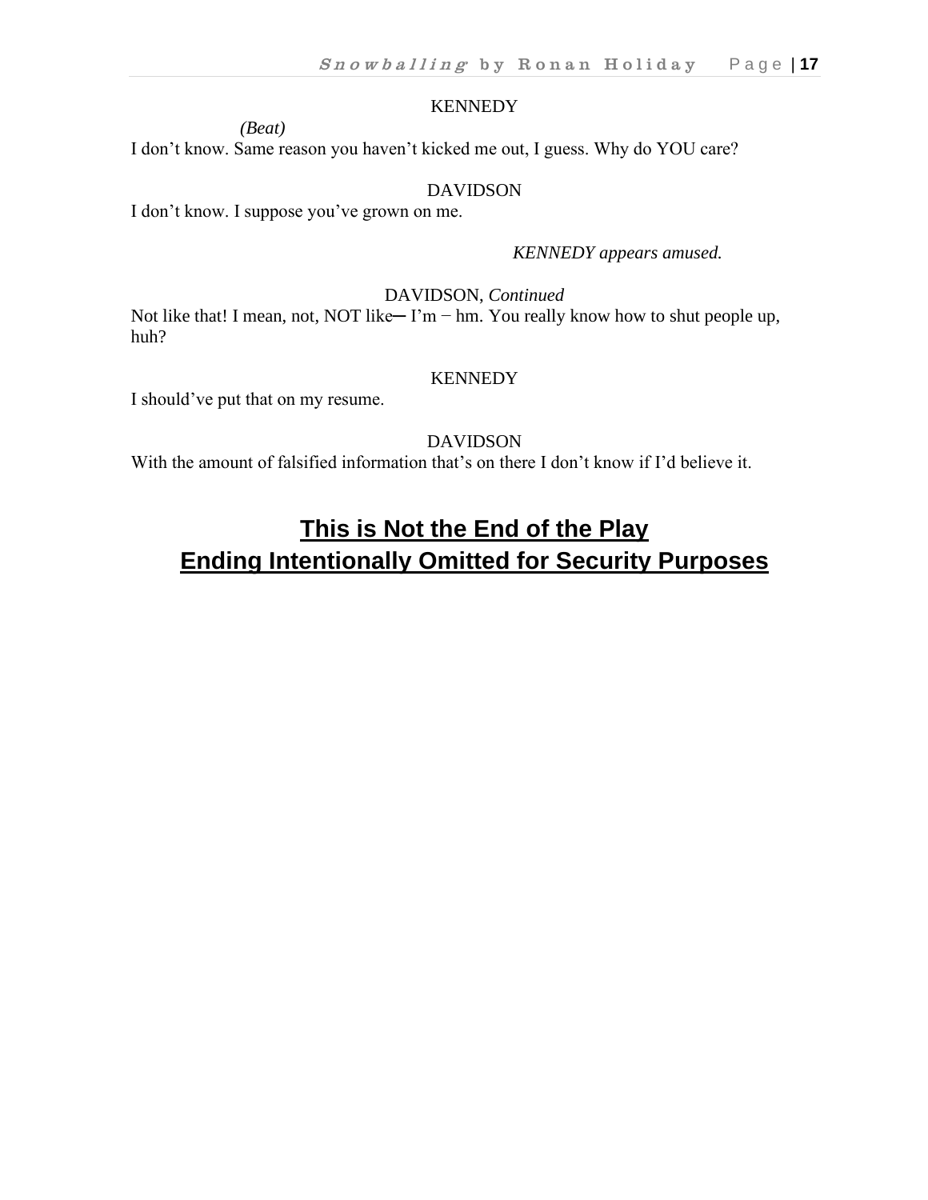KENNEDY

*(Beat)*

I don't know. Same reason you haven't kicked me out, I guess. Why do YOU care?

DAVIDSON

I don't know. I suppose you've grown on me.

*KENNEDY appears amused.*

DAVIDSON, *Continued*

Not like that! I mean, not, NOT like─ I'm − hm. You really know how to shut people up, huh?

KENNEDY

I should've put that on my resume.

DAVIDSON

With the amount of falsified information that's on there I don't know if I'd believe it.

## **This is Not the End of the Play**
## **Ending Intentionally Omitted for Security Purposes**